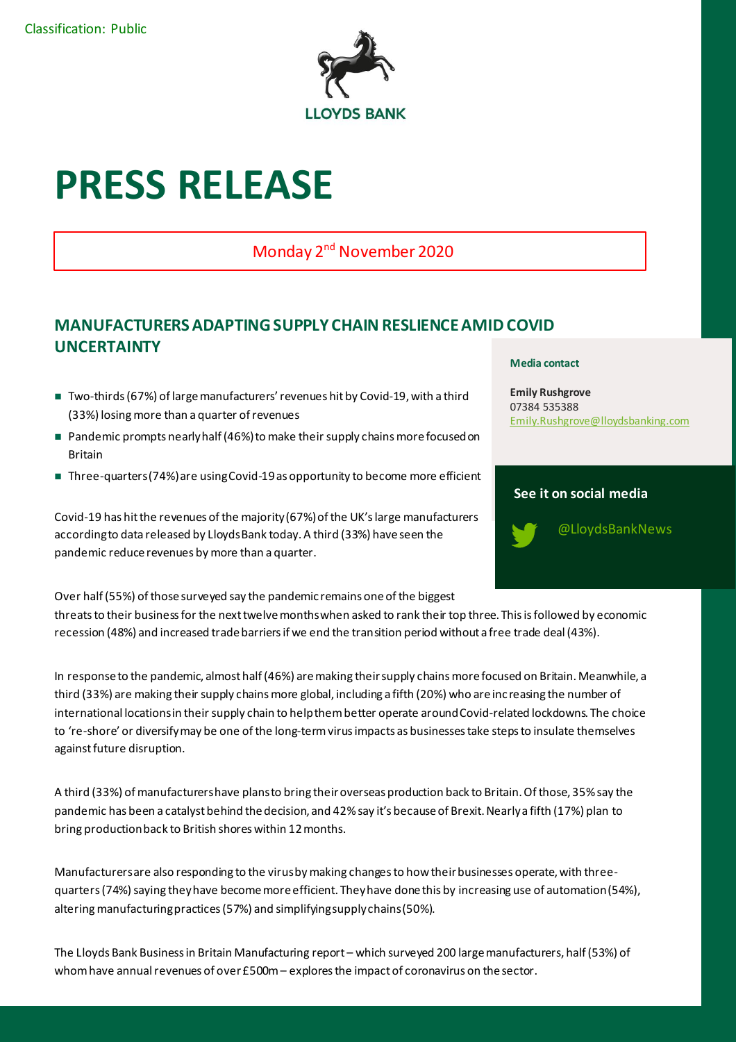Classification: Public

LLOYDS BANK

# PRESS RELEASE

Monday 2nd November 2020

## MANUFACTURERS ADAPTING SUPPLY CHAIN RESLIENCE AMID COVID UNCERTAINTY

**Media contact**

**Emily Rushgrove**
07384 535388
Emily.Rushgrove@lloydsbanking.com

**See it on social media**

@LloydsBankNews

- Two-thirds (67%) of large manufacturers' revenues hit by Covid-19, with a third (33%) losing more than a quarter of revenues
- Pandemic prompts nearly half (46%) to make their supply chains more focused on Britain
- Three-quarters (74%) are using Covid-19 as opportunity to become more efficient

Covid-19 has hit the revenues of the majority (67%) of the UK's large manufacturers according to data released by Lloyds Bank today. A third (33%) have seen the pandemic reduce revenues by more than a quarter.

Over half (55%) of those surveyed say the pandemic remains one of the biggest threats to their business for the next twelve months when asked to rank their top three. This is followed by economic recession (48%) and increased trade barriers if we end the transition period without a free trade deal (43%).

In response to the pandemic, almost half (46%) are making their supply chains more focused on Britain. Meanwhile, a third (33%) are making their supply chains more global, including a fifth (20%) who are increasing the number of international locations in their supply chain to help them better operate around Covid-related lockdowns. The choice to 're-shore' or diversify may be one of the long-term virus impacts as businesses take steps to insulate themselves against future disruption.

A third (33%) of manufacturers have plans to bring their overseas production back to Britain. Of those, 35% say the pandemic has been a catalyst behind the decision, and 42% say it's because of Brexit. Nearly a fifth (17%) plan to bring production back to British shores within 12 months.

Manufacturers are also responding to the virus by making changes to how their businesses operate, with three-quarters (74%) saying they have become more efficient. They have done this by increasing use of automation (54%), altering manufacturing practices (57%) and simplifying supply chains (50%).

The Lloyds Bank Business in Britain Manufacturing report – which surveyed 200 large manufacturers, half (53%) of whom have annual revenues of over £500m – explores the impact of coronavirus on the sector.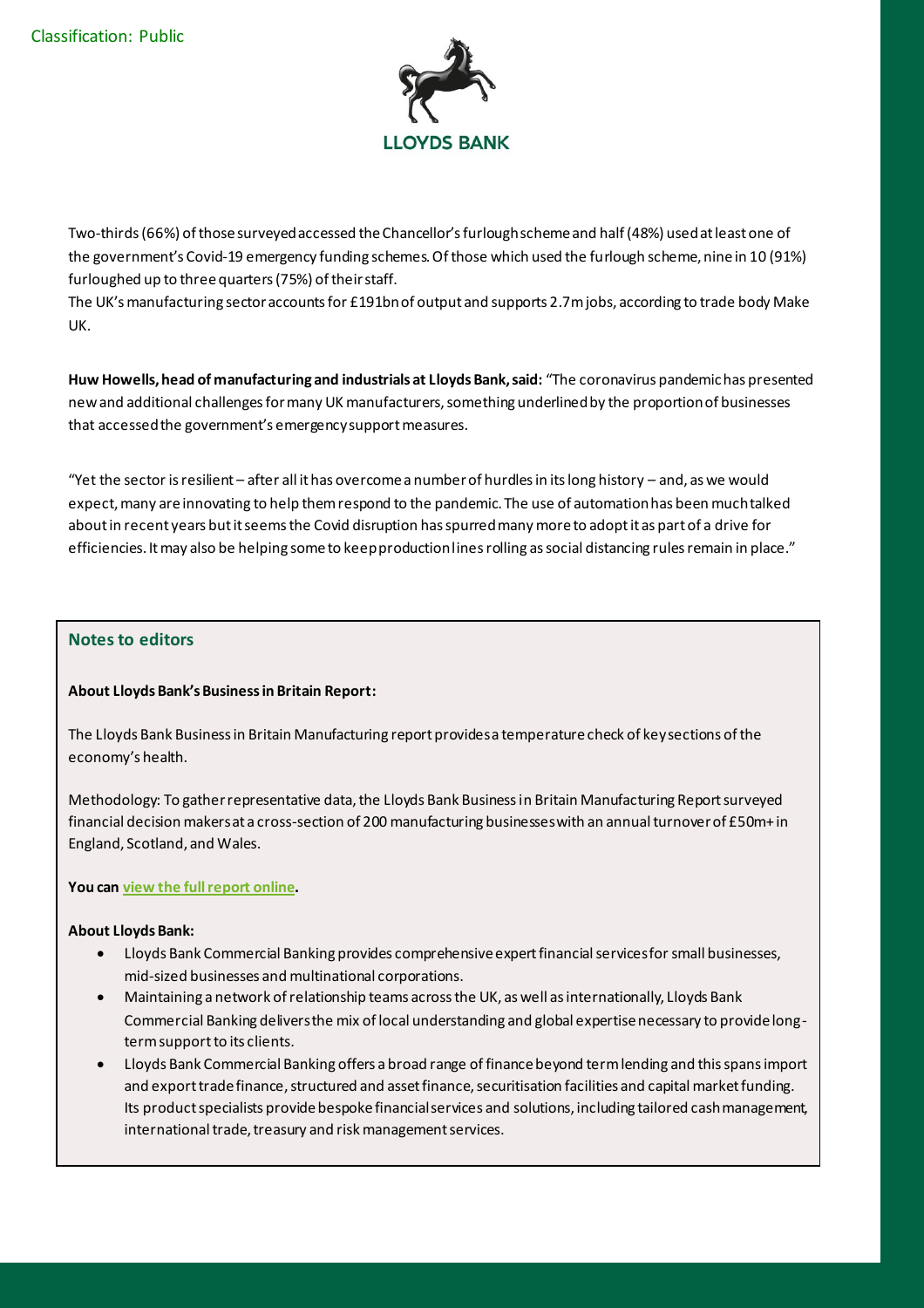Two-thirds (66%) of those surveyed accessed the Chancellor's furlough scheme and half (48%) used at least one of the government's Covid-19 emergency funding schemes. Of those which used the furlough scheme, nine in 10 (91%) furloughed up to three quarters (75%) of their staff.

The UK's manufacturing sector accounts for £191bn of output and supports 2.7m jobs, according to trade body Make UK.

**Huw Howells, head of manufacturing and industrials at Lloyds Bank, said:** "The coronavirus pandemic has presented new and additional challenges for many UK manufacturers, something underlined by the proportion of businesses that accessed the government's emergency support measures.

"Yet the sector is resilient – after all it has overcome a number of hurdles in its long history – and, as we would expect, many are innovating to help them respond to the pandemic. The use of automation has been much talked about in recent years but it seems the Covid disruption has spurred many more to adopt it as part of a drive for efficiencies. It may also be helping some to keep production lines rolling as social distancing rules remain in place."

## Notes to editors

**About Lloyds Bank's Business in Britain Report:**

The Lloyds Bank Business in Britain Manufacturing report provides a temperature check of key sections of the economy's health.

Methodology: To gather representative data, the Lloyds Bank Business in Britain Manufacturing Report surveyed financial decision makers at a cross-section of 200 manufacturing businesses with an annual turnover of £50m+ in England, Scotland, and Wales.

**You can view the full report online.**

**About Lloyds Bank:**

- Lloyds Bank Commercial Banking provides comprehensive expert financial services for small businesses, mid-sized businesses and multinational corporations.
- Maintaining a network of relationship teams across the UK, as well as internationally, Lloyds Bank Commercial Banking delivers the mix of local understanding and global expertise necessary to provide long-term support to its clients.
- Lloyds Bank Commercial Banking offers a broad range of finance beyond term lending and this spans import and export trade finance, structured and asset finance, securitisation facilities and capital market funding. Its product specialists provide bespoke financial services and solutions, including tailored cash management, international trade, treasury and risk management services.